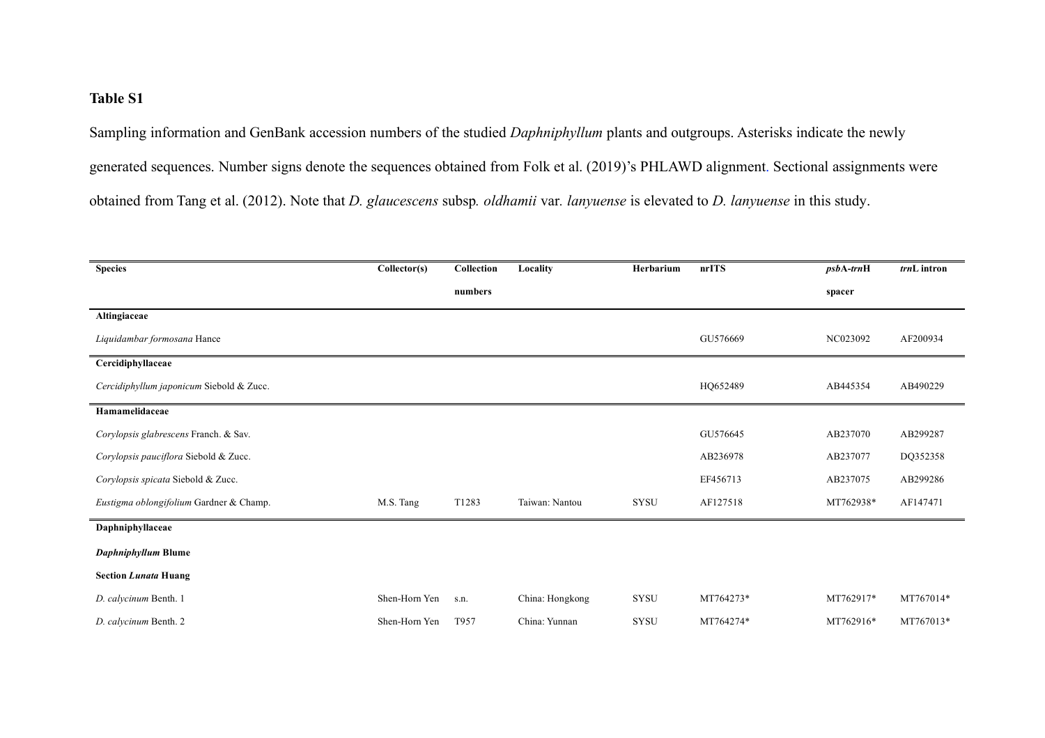**Table S1**

Sampling information and GenBank accession numbers of the studied *Daphniphyllum* plants and outgroups. Asterisks indicate the newly generated sequences. Number signs denote the sequences obtained from Folk et al. (2019)'s PHLAWD alignment. Sectional assignments were obtained from Tang et al. (2012). Note that *D. glaucescens* subsp*. oldhamii* var*. lanyuense* is elevated to *D. lanyuense* in this study.

| Species | Collector(s) | Collection numbers | Locality | Herbarium | nrITS | *psb*A-*trn*H spacer | *trn*L intron |
|---|---|---|---|---|---|---|---|
| **Altingiaceae** | | | | | | | |
| *Liquidambar formosana* Hance | | | | | GU576669 | NC023092 | AF200934 |
| **Cercidiphyllaceae** | | | | | | | |
| *Cercidiphyllum japonicum* Siebold & Zucc. | | | | | HQ652489 | AB445354 | AB490229 |
| **Hamamelidaceae** | | | | | | | |
| *Corylopsis glabrescens* Franch. & Sav. | | | | | GU576645 | AB237070 | AB299287 |
| *Corylopsis pauciflora* Siebold & Zucc. | | | | | AB236978 | AB237077 | DQ352358 |
| *Corylopsis spicata* Siebold & Zucc. | | | | | EF456713 | AB237075 | AB299286 |
| *Eustigma oblongifolium* Gardner & Champ. | M.S. Tang | T1283 | Taiwan: Nantou | SYSU | AF127518 | MT762938* | AF147471 |
| **Daphniphyllaceae** | | | | | | | |
| ***Daphniphyllum* Blume** | | | | | | | |
| **Section *Lunata* Huang** | | | | | | | |
| *D. calycinum* Benth. 1 | Shen-Horn Yen | s.n. | China: Hongkong | SYSU | MT764273* | MT762917* | MT767014* |
| *D. calycinum* Benth. 2 | Shen-Horn Yen | T957 | China: Yunnan | SYSU | MT764274* | MT762916* | MT767013* |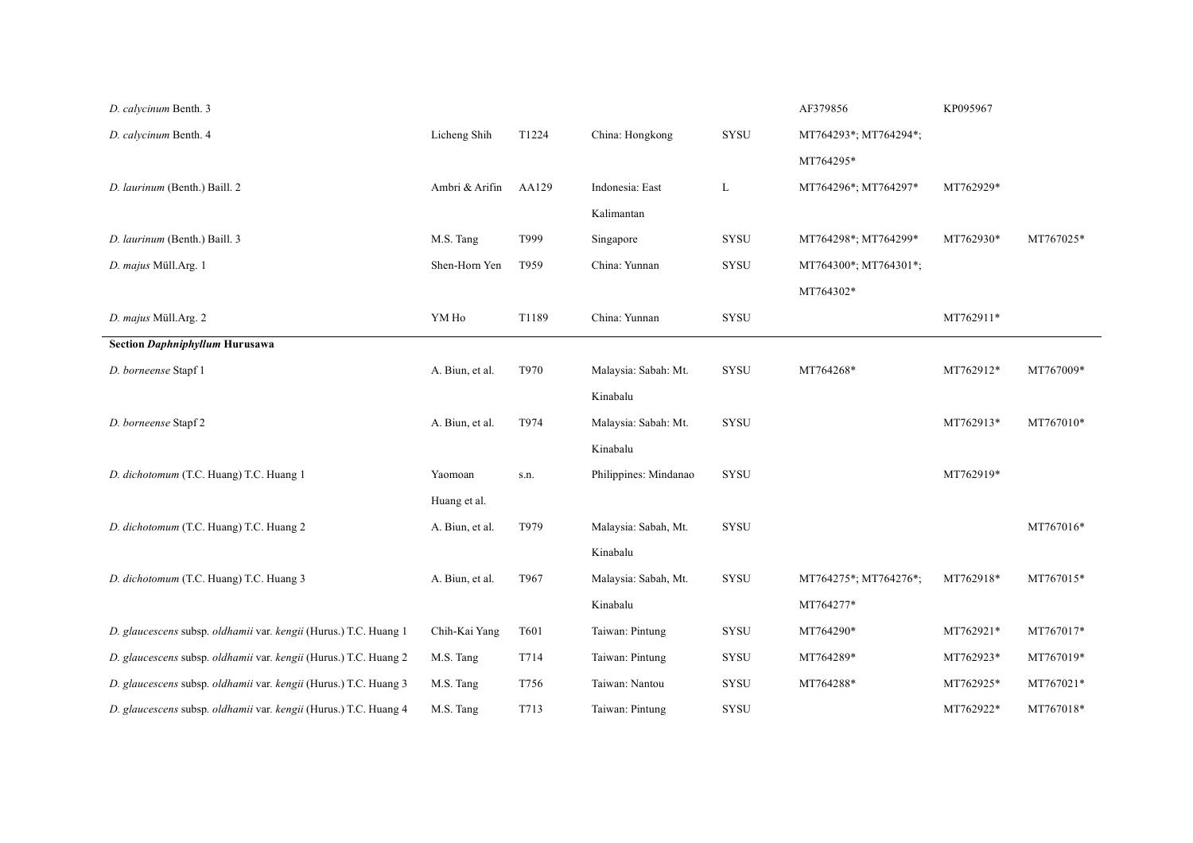| | | | | | | | |
|---|---|---|---|---|---|---|---|
| *D. calycinum* Benth. 3 | | | | | AF379856 | KP095967 | |
| *D. calycinum* Benth. 4 | Licheng Shih | T1224 | China: Hongkong | SYSU | MT764293*; MT764294*; MT764295* | | |
| *D. laurinum* (Benth.) Baill. 2 | Ambri & Arifin | AA129 | Indonesia: East Kalimantan | L | MT764296*; MT764297* | MT762929* | |
| *D. laurinum* (Benth.) Baill. 3 | M.S. Tang | T999 | Singapore | SYSU | MT764298*; MT764299* | MT762930* | MT767025* |
| *D. majus* Müll.Arg. 1 | Shen-Horn Yen | T959 | China: Yunnan | SYSU | MT764300*; MT764301*; MT764302* | | |
| *D. majus* Müll.Arg. 2 | YM Ho | T1189 | China: Yunnan | SYSU | | MT762911* | |
| **Section *Daphniphyllum* Hurusawa** | | | | | | | |
| *D. borneense* Stapf 1 | A. Biun, et al. | T970 | Malaysia: Sabah: Mt. Kinabalu | SYSU | MT764268* | MT762912* | MT767009* |
| *D. borneense* Stapf 2 | A. Biun, et al. | T974 | Malaysia: Sabah: Mt. Kinabalu | SYSU | | MT762913* | MT767010* |
| *D. dichotomum* (T.C. Huang) T.C. Huang 1 | Yaomoan Huang et al. | s.n. | Philippines: Mindanao | SYSU | | MT762919* | |
| *D. dichotomum* (T.C. Huang) T.C. Huang 2 | A. Biun, et al. | T979 | Malaysia: Sabah, Mt. Kinabalu | SYSU | | | MT767016* |
| *D. dichotomum* (T.C. Huang) T.C. Huang 3 | A. Biun, et al. | T967 | Malaysia: Sabah, Mt. Kinabalu | SYSU | MT764275*; MT764276*; MT764277* | MT762918* | MT767015* |
| *D. glaucescens* subsp. *oldhamii* var. *kengii* (Hurus.) T.C. Huang 1 | Chih-Kai Yang | T601 | Taiwan: Pintung | SYSU | MT764290* | MT762921* | MT767017* |
| *D. glaucescens* subsp. *oldhamii* var. *kengii* (Hurus.) T.C. Huang 2 | M.S. Tang | T714 | Taiwan: Pintung | SYSU | MT764289* | MT762923* | MT767019* |
| *D. glaucescens* subsp. *oldhamii* var. *kengii* (Hurus.) T.C. Huang 3 | M.S. Tang | T756 | Taiwan: Nantou | SYSU | MT764288* | MT762925* | MT767021* |
| *D. glaucescens* subsp. *oldhamii* var. *kengii* (Hurus.) T.C. Huang 4 | M.S. Tang | T713 | Taiwan: Pintung | SYSU | | MT762922* | MT767018* |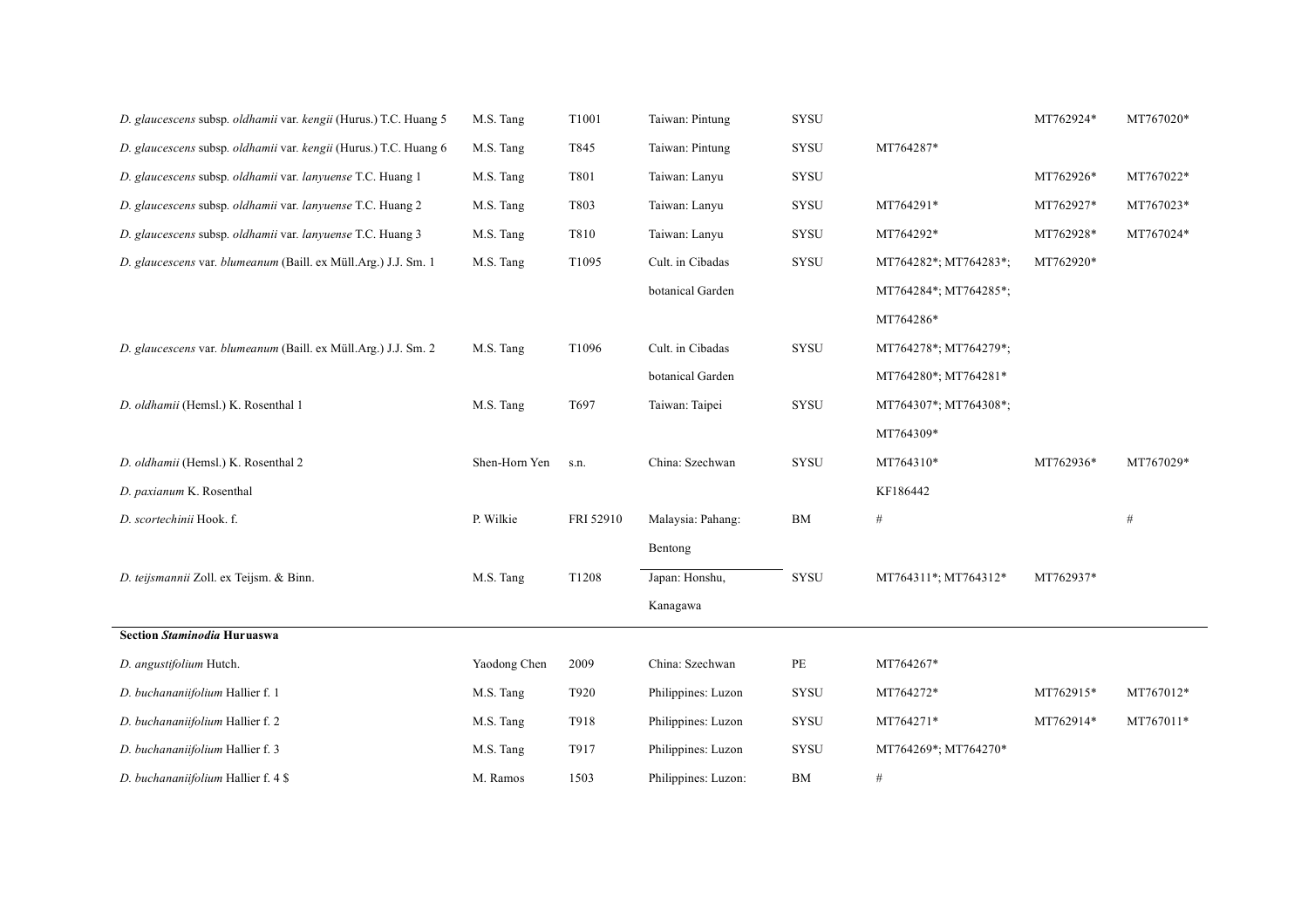| | | | | | | | |
|---|---|---|---|---|---|---|---|
| *D. glaucescens* subsp. *oldhamii* var. *kengii* (Hurus.) T.C. Huang 5 | M.S. Tang | T1001 | Taiwan: Pintung | SYSU | | MT762924* | MT767020* |
| *D. glaucescens* subsp. *oldhamii* var. *kengii* (Hurus.) T.C. Huang 6 | M.S. Tang | T845 | Taiwan: Pintung | SYSU | MT764287* | | |
| *D. glaucescens* subsp. *oldhamii* var. *lanyuense* T.C. Huang 1 | M.S. Tang | T801 | Taiwan: Lanyu | SYSU | | MT762926* | MT767022* |
| *D. glaucescens* subsp. *oldhamii* var. *lanyuense* T.C. Huang 2 | M.S. Tang | T803 | Taiwan: Lanyu | SYSU | MT764291* | MT762927* | MT767023* |
| *D. glaucescens* subsp. *oldhamii* var. *lanyuense* T.C. Huang 3 | M.S. Tang | T810 | Taiwan: Lanyu | SYSU | MT764292* | MT762928* | MT767024* |
| *D. glaucescens* var. *blumeanum* (Baill. ex Müll.Arg.) J.J. Sm. 1 | M.S. Tang | T1095 | Cult. in Cibadas botanical Garden | SYSU | MT764282*; MT764283*; MT764284*; MT764285*; MT764286* | MT762920* | |
| *D. glaucescens* var. *blumeanum* (Baill. ex Müll.Arg.) J.J. Sm. 2 | M.S. Tang | T1096 | Cult. in Cibadas botanical Garden | SYSU | MT764278*; MT764279*; MT764280*; MT764281* | | |
| *D. oldhamii* (Hemsl.) K. Rosenthal 1 | M.S. Tang | T697 | Taiwan: Taipei | SYSU | MT764307*; MT764308*; MT764309* | | |
| *D. oldhamii* (Hemsl.) K. Rosenthal 2 | Shen-Horn Yen | s.n. | China: Szechwan | SYSU | MT764310* | MT762936* | MT767029* |
| *D. paxianum* K. Rosenthal | | | | | KF186442 | | |
| *D. scortechinii* Hook. f. | P. Wilkie | FRI 52910 | Malaysia: Pahang: Bentong | BM | # | | # |
| *D. teijsmannii* Zoll. ex Teijsm. & Binn. | M.S. Tang | T1208 | Japan: Honshu, Kanagawa | SYSU | MT764311*; MT764312* | MT762937* | |
| **Section *Staminodia* Huruaswa** | | | | | | | |
| *D. angustifolium* Hutch. | Yaodong Chen | 2009 | China: Szechwan | PE | MT764267* | | |
| *D. buchananiifolium* Hallier f. 1 | M.S. Tang | T920 | Philippines: Luzon | SYSU | MT764272* | MT762915* | MT767012* |
| *D. buchananiifolium* Hallier f. 2 | M.S. Tang | T918 | Philippines: Luzon | SYSU | MT764271* | MT762914* | MT767011* |
| *D. buchananiifolium* Hallier f. 3 | M.S. Tang | T917 | Philippines: Luzon | SYSU | MT764269*; MT764270* | | |
| *D. buchananiifolium* Hallier f. 4 $ | M. Ramos | 1503 | Philippines: Luzon: | BM | # | | |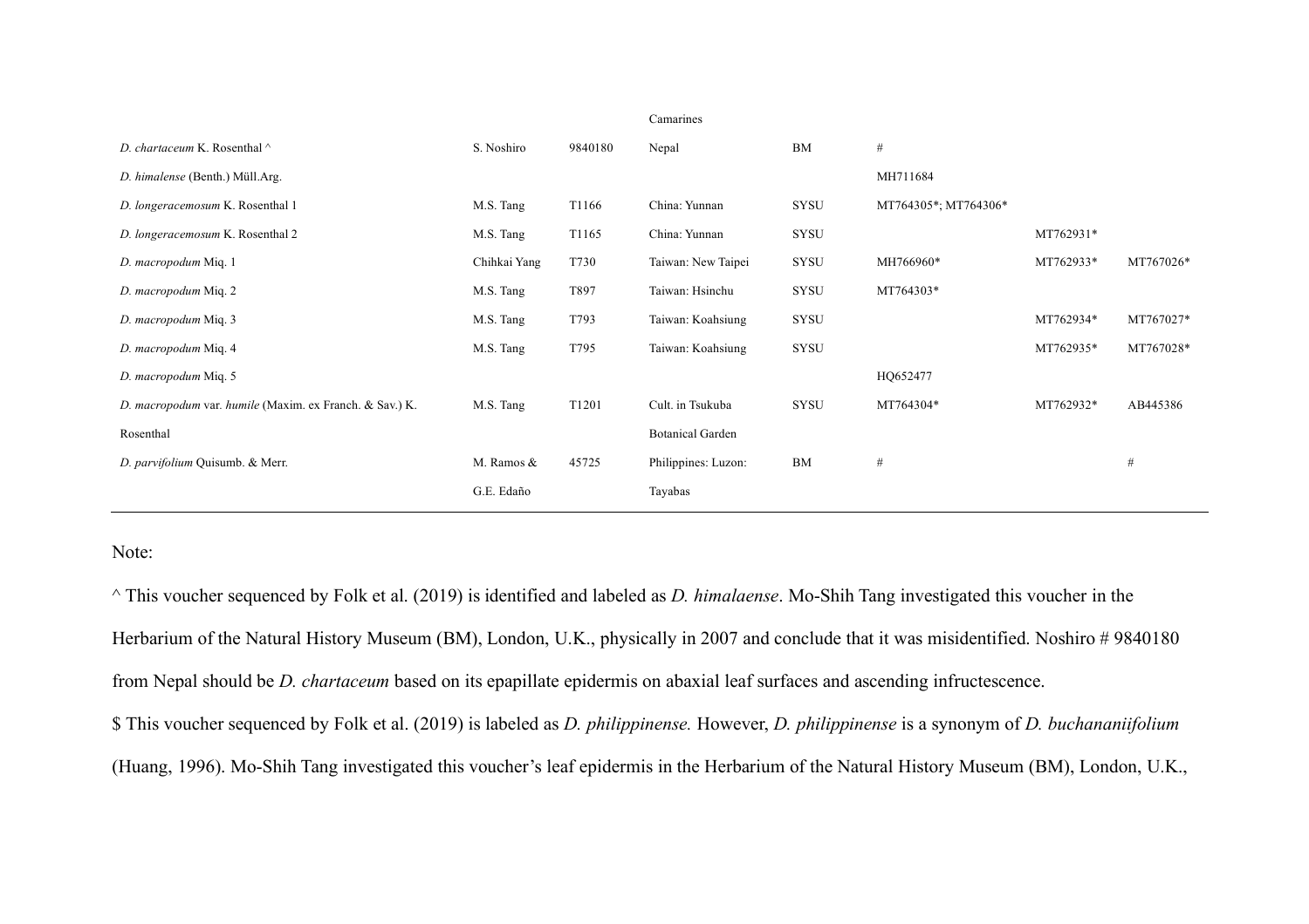| | | | | | | | |
|---|---|---|---|---|---|---|---|
| | | | Camarines | | | | |
| *D. chartaceum* K. Rosenthal ^ | S. Noshiro | 9840180 | Nepal | BM | # | | |
| *D. himalense* (Benth.) Müll.Arg. | | | | | MH711684 | | |
| *D. longeracemosum* K. Rosenthal 1 | M.S. Tang | T1166 | China: Yunnan | SYSU | MT764305*; MT764306* | | |
| *D. longeracemosum* K. Rosenthal 2 | M.S. Tang | T1165 | China: Yunnan | SYSU | | MT762931* | |
| *D. macropodum* Miq. 1 | Chihkai Yang | T730 | Taiwan: New Taipei | SYSU | MH766960* | MT762933* | MT767026* |
| *D. macropodum* Miq. 2 | M.S. Tang | T897 | Taiwan: Hsinchu | SYSU | MT764303* | | |
| *D. macropodum* Miq. 3 | M.S. Tang | T793 | Taiwan: Koahsiung | SYSU | | MT762934* | MT767027* |
| *D. macropodum* Miq. 4 | M.S. Tang | T795 | Taiwan: Koahsiung | SYSU | | MT762935* | MT767028* |
| *D. macropodum* Miq. 5 | | | | | HQ652477 | | |
| *D. macropodum* var. *humile* (Maxim. ex Franch. & Sav.) K. Rosenthal | M.S. Tang | T1201 | Cult. in Tsukuba Botanical Garden | SYSU | MT764304* | MT762932* | AB445386 |
| *D. parvifolium* Quisumb. & Merr. | M. Ramos & G.E. Edaño | 45725 | Philippines: Luzon: Tayabas | BM | # | | # |

Note:

^ This voucher sequenced by Folk et al. (2019) is identified and labeled as *D. himalaense*. Mo-Shih Tang investigated this voucher in the Herbarium of the Natural History Museum (BM), London, U.K., physically in 2007 and conclude that it was misidentified. Noshiro # 9840180 from Nepal should be *D. chartaceum* based on its epapillate epidermis on abaxial leaf surfaces and ascending infructescence.

$ This voucher sequenced by Folk et al. (2019) is labeled as *D. philippinense.* However, *D. philippinense* is a synonym of *D. buchananiifolium* (Huang, 1996). Mo-Shih Tang investigated this voucher's leaf epidermis in the Herbarium of the Natural History Museum (BM), London, U.K.,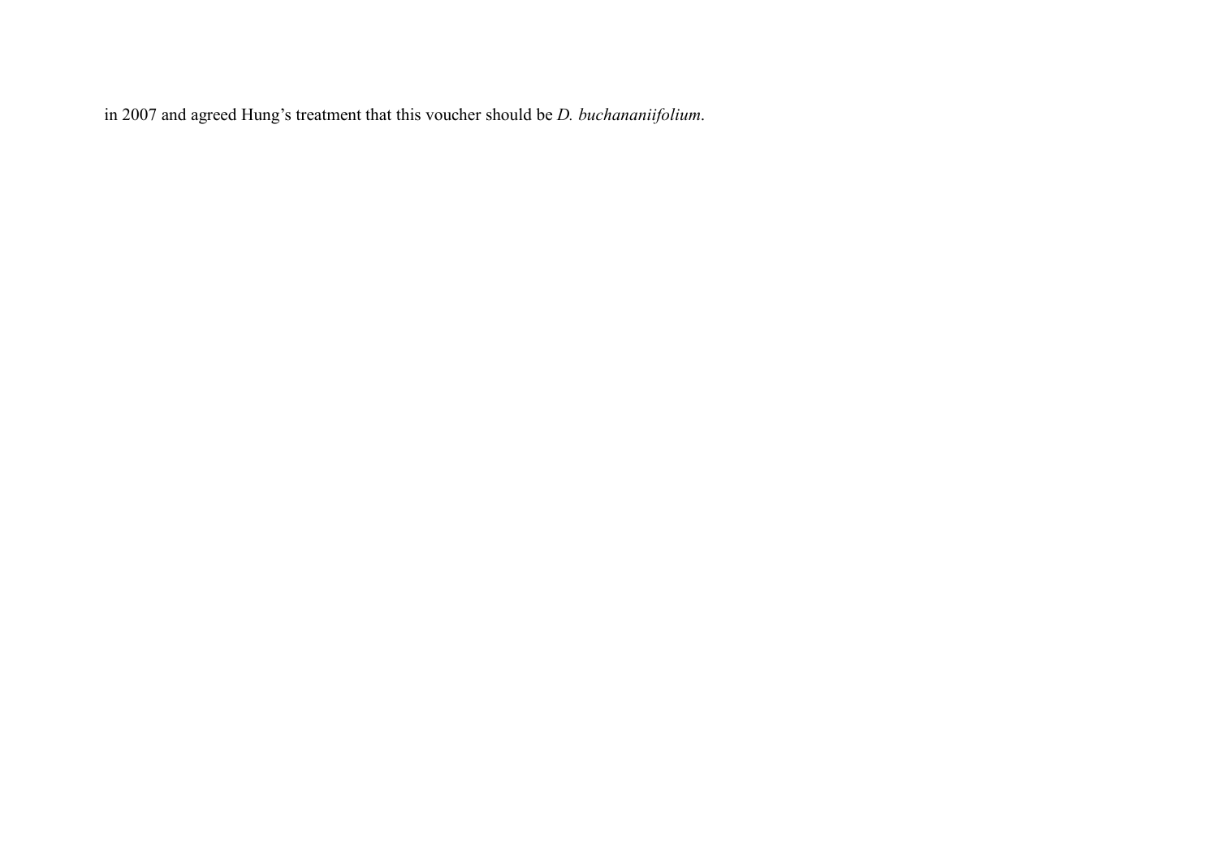in 2007 and agreed Hung’s treatment that this voucher should be *D. buchananiifolium*.